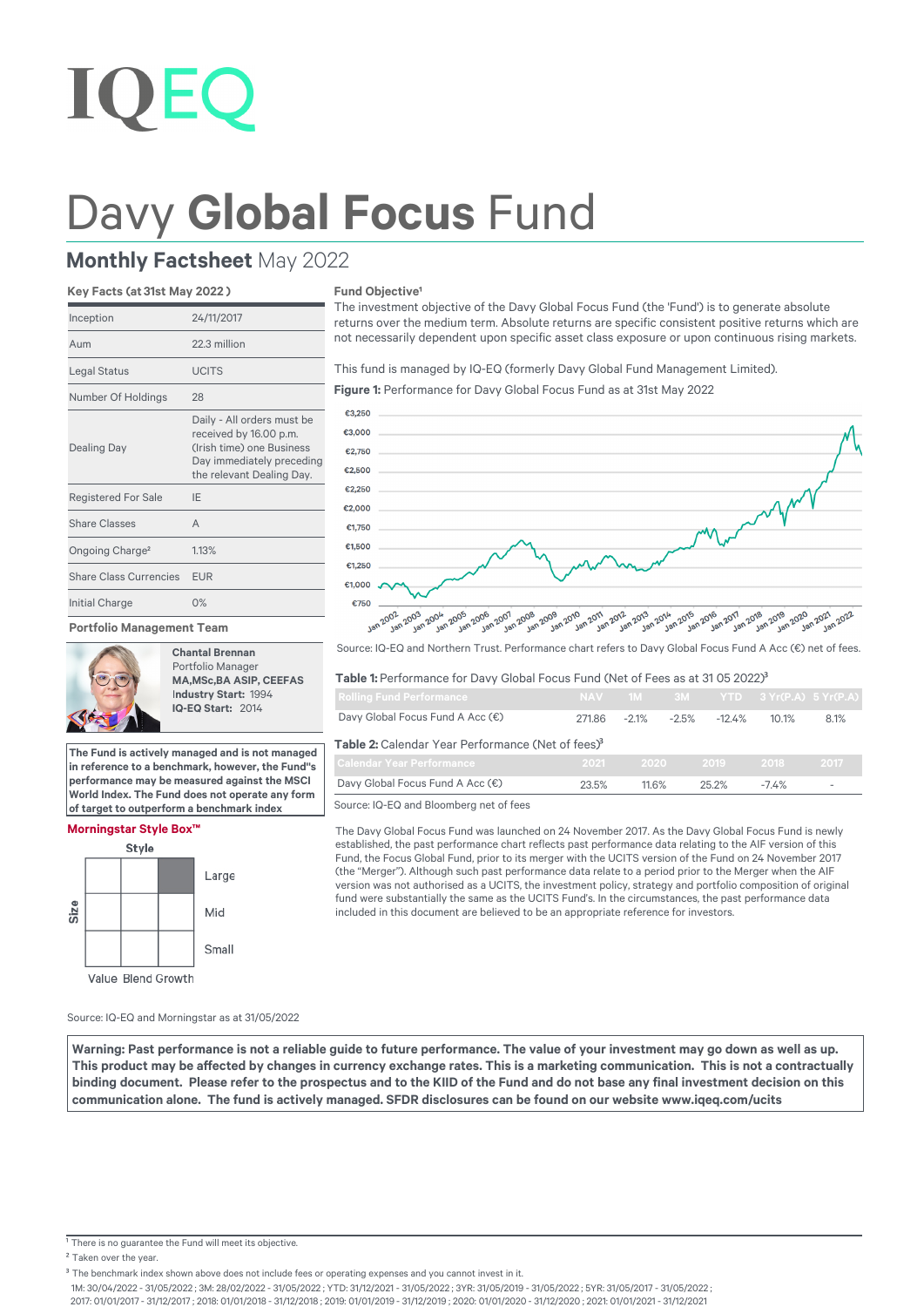IQEQ

# Davy **Global Focus** Fund

## **Monthly Factsheet** May 2022

### Key Facts (at 31st May 2022 )

| | |
|---|---|
| Inception | 24/11/2017 |
| Aum | 22.3 million |
| Legal Status | UCITS |
| Number Of Holdings | 28 |
| Dealing Day | Daily - All orders must be received by 16.00 p.m. (Irish time) one Business Day immediately preceding the relevant Dealing Day. |
| Registered For Sale | IE |
| Share Classes | A |
| Ongoing Charge[2] | 1.13% |
| Share Class Currencies | EUR |
| Initial Charge | 0% |

### Portfolio Management Team

**Chantal Brennan**
Portfolio Manager
**MA,MSc,BA ASIP, CEEFAS**
**Industry Start:** 1994
**IQ-EQ Start:** 2014

**The Fund is actively managed and is not managed in reference to a benchmark, however, the Fund"s performance may be measured against the MSCI World Index. The Fund does not operate any form of target to outperform a benchmark index**

### Morningstar Style Box™

Style: Value Blend Growth; Size: Large / Mid / Small (Large Growth highlighted)

Source: IQ-EQ and Morningstar as at 31/05/2022

### Fund Objective[1]

The investment objective of the Davy Global Focus Fund (the 'Fund') is to generate absolute returns over the medium term. Absolute returns are specific consistent positive returns which are not necessarily dependent upon specific asset class exposure or upon continuous rising markets.

This fund is managed by IQ-EQ (formerly Davy Global Fund Management Limited).

**Figure 1:** Performance for Davy Global Focus Fund as at 31st May 2022

Source: IQ-EQ and Northern Trust. Performance chart refers to Davy Global Focus Fund A Acc (€) net of fees.

**Table 1:** Performance for Davy Global Focus Fund (Net of Fees as at 31 05 2022)[3]

| Rolling Fund Performance | NAV | 1M | 3M | YTD | 3 Yr(P.A) | 5 Yr(P.A) |
|---|---|---|---|---|---|---|
| Davy Global Focus Fund A Acc (€) | 271.86 | -2.1% | -2.5% | -12.4% | 10.1% | 8.1% |

**Table 2:** Calendar Year Performance (Net of fees)[3]

| Calendar Year Performance | 2021 | 2020 | 2019 | 2018 | 2017 |
|---|---|---|---|---|---|
| Davy Global Focus Fund A Acc (€) | 23.5% | 11.6% | 25.2% | -7.4% | - |

Source: IQ-EQ and Bloomberg net of fees

The Davy Global Focus Fund was launched on 24 November 2017. As the Davy Global Focus Fund is newly established, the past performance chart reflects past performance data relating to the AIF version of this Fund, the Focus Global Fund, prior to its merger with the UCITS version of the Fund on 24 November 2017 (the "Merger"). Although such past performance data relate to a period prior to the Merger when the AIF version was not authorised as a UCITS, the investment policy, strategy and portfolio composition of original fund were substantially the same as the UCITS Fund's. In the circumstances, the past performance data included in this document are believed to be an appropriate reference for investors.

**Warning: Past performance is not a reliable guide to future performance. The value of your investment may go down as well as up. This product may be affected by changes in currency exchange rates. This is a marketing communication. This is not a contractually binding document. Please refer to the prospectus and to the KIID of the Fund and do not base any final investment decision on this communication alone. The fund is actively managed. SFDR disclosures can be found on our website www.iqeq.com/ucits**

[1] There is no guarantee the Fund will meet its objective.
[2] Taken over the year.
[3] The benchmark index shown above does not include fees or operating expenses and you cannot invest in it.
1M: 30/04/2022 - 31/05/2022 ; 3M: 28/02/2022 - 31/05/2022 ; YTD: 31/12/2021 - 31/05/2022 ; 3YR: 31/05/2019 - 31/05/2022 ; 5YR: 31/05/2017 - 31/05/2022 ; 2017: 01/01/2017 - 31/12/2017 ; 2018: 01/01/2018 - 31/12/2018 ; 2019: 01/01/2019 - 31/12/2019 ; 2020: 01/01/2020 - 31/12/2020 ; 2021: 01/01/2021 - 31/12/2021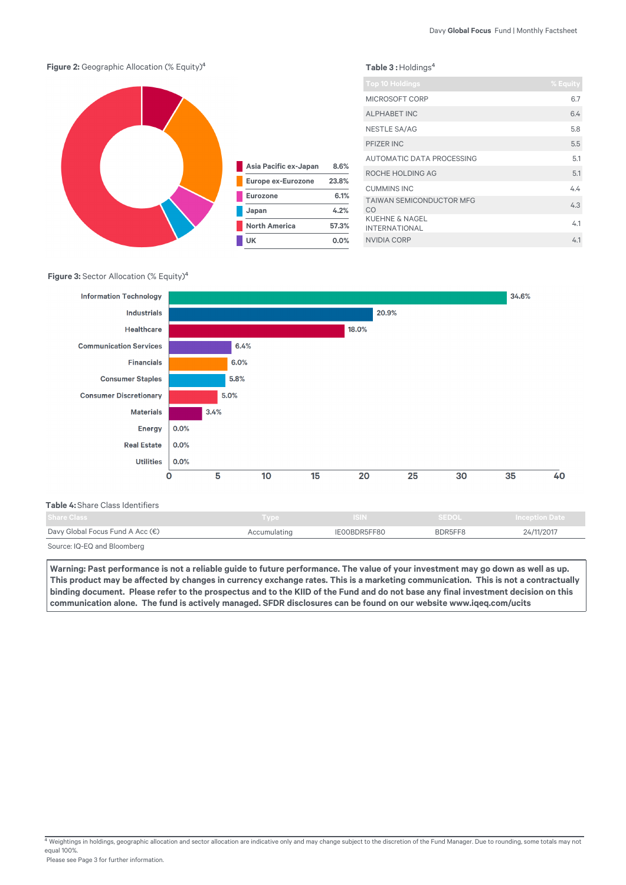**Figure 2:** Geographic Allocation (% Equity)[4]

| Region | % |
|---|---|
| Asia Pacific ex-Japan | 8.6% |
| Europe ex-Eurozone | 23.8% |
| Eurozone | 6.1% |
| Japan | 4.2% |
| North America | 57.3% |
| UK | 0.0% |

**Table 3 :** Holdings[4]

| Top 10 Holdings | % Equity |
|---|---|
| MICROSOFT CORP | 6.7 |
| ALPHABET INC | 6.4 |
| NESTLE SA/AG | 5.8 |
| PFIZER INC | 5.5 |
| AUTOMATIC DATA PROCESSING | 5.1 |
| ROCHE HOLDING AG | 5.1 |
| CUMMINS INC | 4.4 |
| TAIWAN SEMICONDUCTOR MFG CO | 4.3 |
| KUEHNE & NAGEL INTERNATIONAL | 4.1 |
| NVIDIA CORP | 4.1 |

**Figure 3:** Sector Allocation (% Equity)[4]

| Sector | % |
|---|---|
| Information Technology | 34.6% |
| Industrials | 20.9% |
| Healthcare | 18.0% |
| Communication Services | 6.4% |
| Financials | 6.0% |
| Consumer Staples | 5.8% |
| Consumer Discretionary | 5.0% |
| Materials | 3.4% |
| Energy | 0.0% |
| Real Estate | 0.0% |
| Utilities | 0.0% |

**Table 4:** Share Class Identifiers

| Share Class | Type | ISIN | SEDOL | Inception Date |
|---|---|---|---|---|
| Davy Global Focus Fund A Acc (€) | Accumulating | IE00BDR5FF80 | BDR5FF8 | 24/11/2017 |

Source: IQ-EQ and Bloomberg

**Warning: Past performance is not a reliable guide to future performance. The value of your investment may go down as well as up. This product may be affected by changes in currency exchange rates. This is a marketing communication. This is not a contractually binding document. Please refer to the prospectus and to the KIID of the Fund and do not base any final investment decision on this communication alone. The fund is actively managed. SFDR disclosures can be found on our website www.iqeq.com/ucits**

[4] Weightings in holdings, geographic allocation and sector allocation are indicative only and may change subject to the discretion of the Fund Manager. Due to rounding, some totals may not equal 100%.
Please see Page 3 for further information.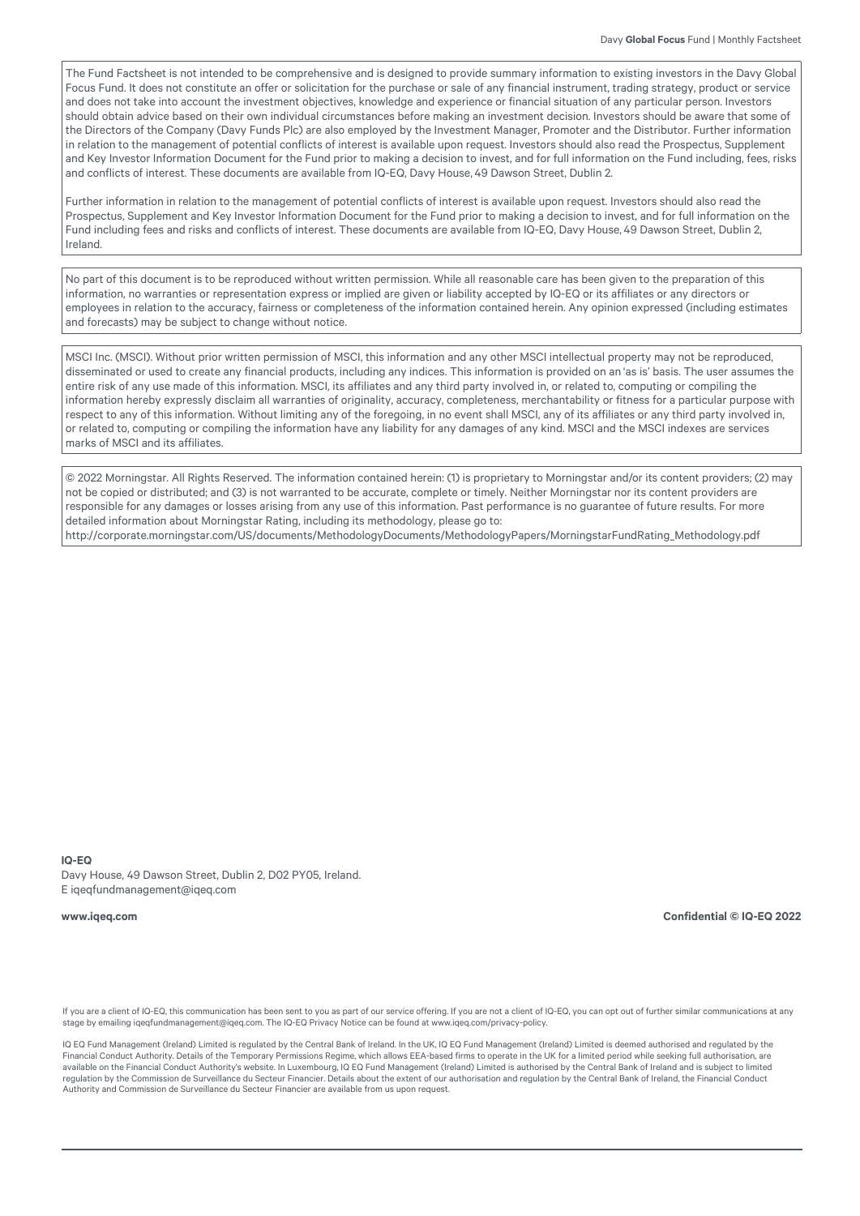The Fund Factsheet is not intended to be comprehensive and is designed to provide summary information to existing investors in the Davy Global Focus Fund. It does not constitute an offer or solicitation for the purchase or sale of any financial instrument, trading strategy, product or service and does not take into account the investment objectives, knowledge and experience or financial situation of any particular person. Investors should obtain advice based on their own individual circumstances before making an investment decision. Investors should be aware that some of the Directors of the Company (Davy Funds Plc) are also employed by the Investment Manager, Promoter and the Distributor. Further information in relation to the management of potential conflicts of interest is available upon request. Investors should also read the Prospectus, Supplement and Key Investor Information Document for the Fund prior to making a decision to invest, and for full information on the Fund including, fees, risks and conflicts of interest. These documents are available from IQ-EQ, Davy House, 49 Dawson Street, Dublin 2.

Further information in relation to the management of potential conflicts of interest is available upon request. Investors should also read the Prospectus, Supplement and Key Investor Information Document for the Fund prior to making a decision to invest, and for full information on the Fund including fees and risks and conflicts of interest. These documents are available from IQ-EQ, Davy House, 49 Dawson Street, Dublin 2, Ireland.

No part of this document is to be reproduced without written permission. While all reasonable care has been given to the preparation of this information, no warranties or representation express or implied are given or liability accepted by IQ-EQ or its affiliates or any directors or employees in relation to the accuracy, fairness or completeness of the information contained herein. Any opinion expressed (including estimates and forecasts) may be subject to change without notice.

MSCI Inc. (MSCI). Without prior written permission of MSCI, this information and any other MSCI intellectual property may not be reproduced, disseminated or used to create any financial products, including any indices. This information is provided on an 'as is' basis. The user assumes the entire risk of any use made of this information. MSCI, its affiliates and any third party involved in, or related to, computing or compiling the information hereby expressly disclaim all warranties of originality, accuracy, completeness, merchantability or fitness for a particular purpose with respect to any of this information. Without limiting any of the foregoing, in no event shall MSCI, any of its affiliates or any third party involved in, or related to, computing or compiling the information have any liability for any damages of any kind. MSCI and the MSCI indexes are services marks of MSCI and its affiliates.

© 2022 Morningstar. All Rights Reserved. The information contained herein: (1) is proprietary to Morningstar and/or its content providers; (2) may not be copied or distributed; and (3) is not warranted to be accurate, complete or timely. Neither Morningstar nor its content providers are responsible for any damages or losses arising from any use of this information. Past performance is no guarantee of future results. For more detailed information about Morningstar Rating, including its methodology, please go to:
http://corporate.morningstar.com/US/documents/MethodologyDocuments/MethodologyPapers/MorningstarFundRating_Methodology.pdf

**IQ-EQ**
Davy House, 49 Dawson Street, Dublin 2, D02 PY05, Ireland.
E iqeqfundmanagement@iqeq.com

**www.iqeq.com**

**Confidential © IQ-EQ 2022**

If you are a client of IQ-EQ, this communication has been sent to you as part of our service offering. If you are not a client of IQ-EQ, you can opt out of further similar communications at any stage by emailing iqeqfundmanagement@iqeq.com. The IQ-EQ Privacy Notice can be found at www.iqeq.com/privacy-policy.

IQ EQ Fund Management (Ireland) Limited is regulated by the Central Bank of Ireland. In the UK, IQ EQ Fund Management (Ireland) Limited is deemed authorised and regulated by the Financial Conduct Authority. Details of the Temporary Permissions Regime, which allows EEA-based firms to operate in the UK for a limited period while seeking full authorisation, are available on the Financial Conduct Authority's website. In Luxembourg, IQ EQ Fund Management (Ireland) Limited is authorised by the Central Bank of Ireland and is subject to limited regulation by the Commission de Surveillance du Secteur Financier. Details about the extent of our authorisation and regulation by the Central Bank of Ireland, the Financial Conduct Authority and Commission de Surveillance du Secteur Financier are available from us upon request.